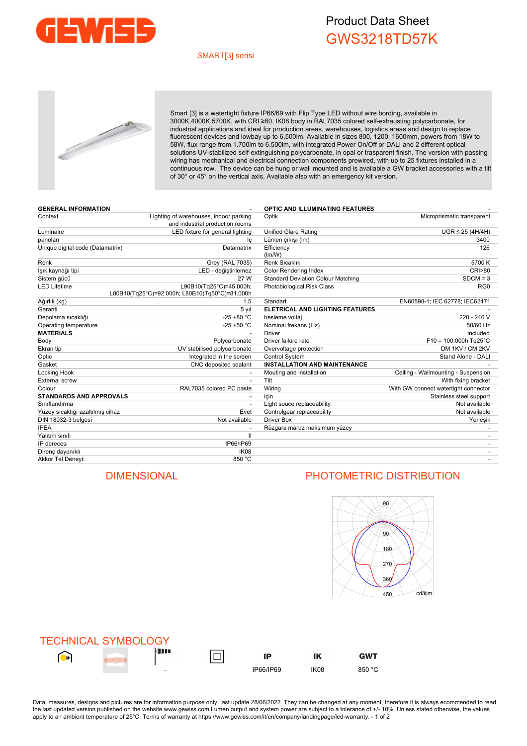# Product Data Sheet

## GWS3218TD57K

SMART[3] serisi

Smart [3] is a watertight fixture IP66/69 with Flip Type LED without wire bording, available in 3000K,4000K,5700K, with CRI ≥80. IK08 body in RAL7035 colored self-exhausting polycarbonate, for industrial applications and ideal for production areas, warehouses, logistics areas and design to replace fluorescent devices and lowbay up to 6,500lm. Available in sizes 800, 1200, 1600mm, powers from 18W to 58W, flux range from 1.700lm to 6.500lm, with integrated Power On/Off or DALI and 2 different optical solutions UV-stabilized self-extinguishing polycarbonate, in opal or trasparent finish. The version with passing wiring has mechanical and electrical connection components prewired, with up to 25 fixtures installed in a continuous row. The device can be hung or wall mounted and is available a GW bracket accessories with a tilt of 30° or 45° on the vertical axis. Available also with an emergency kit version.

| GENERAL INFORMATION | - |
|---|---|
| Context | Lighting of warehouses, indoor parking and industrial production rooms |
| Luminaire | LED fixture for general lighting |
| panoları | Iç |
| Unique digital code (Datamatrix) | Datamatrix |
| Renk | Grey (RAL 7035) |
| Işık kaynağı tipi | LED - değiştirilemez |
| Sistem gücü | 27 W |
| LED Lifetime | L90B10(Tq25°C)=45.000h; L80B10(Tq25°C)=92.000h; L80B10(Tq50°C)=81.000h |
| Ağırlık (kg) | 1.5 |
| Garanti | 5 yıl |
| Depolama sıcaklığı | -25 +80 °C |
| Operating temperature | -25 +50 °C |
| **MATERIALS** | - |
| Body | Polycarbonate |
| Ekran tipi | UV stabilised polycarbonate |
| Optic | Integrated in the screen |
| Gasket | CNC deposited sealant |
| Locking Hook | - |
| External screw | - |
| Colour | RAL7035 colored PC paste |
| **STANDARDS AND APPROVALS** | - |
| Sınıflandırma | - |
| Yüzey sıcaklığı azaltılmış cihaz | Evet |
| DIN 18032-3 belgesi | Not available |
| IPEA | - |
| Yalıtım sınıfı | II |
| IP derecesi | IP66/IP69 |
| Direnç dayanıklı | IK08 |
| Akkor Tel Deneyi: | 850 °C |

| OPTIC AND ILLUMINATING FEATURES | - |
|---|---|
| Optik | Microprismatic transparent |
| Unified Glare Rating | UGR ≤ 25 (4H/4H) |
| Lümen çıkışı (lm) | 3400 |
| Efficiency (lm/W) | 126 |
| Renk Sıcaklık | 5700 K |
| Color Rendering Index | CRI>80 |
| Standard Deviation Colour Matching | SDCM = 3 |
| Photobiological Risk Class | RG0 |
| Standart | EN60598-1; IEC 62778; IEC62471 |
| **ELETRICAL AND LIGHTING FEATURES** | - |
| besleme voltaj | 220 - 240 V |
| Nominal frekans (Hz) | 50/60 Hz |
| Driver | Included |
| Driver failure rate | F10 = 100.000h Tq25°C |
| Overvoltage protection | DM 1KV / CM 2KV |
| Control System | Stand Alone - DALI |
| **INSTALLATION AND MAINTENANCE** | - |
| Mouting and installation | Ceiling - Wallmounting - Suspension |
| Tilt | With fixing bracket |
| Wiring | With GW connect watertight connector |
| için | Stainless steel support |
| Light souce replaceability | Not available |
| Controlgear replaceability | Not available |
| Driver Box | Yerleşik |
| Rüzgara maruz maksimum yüzey | - |

## DIMENSIONAL

## PHOTOMETRIC DISTRIBUTION

90, 90, 180, 270, 360, 450 cd/klm

## TECHNICAL SYMBOLOGY

| - | IP | IK | GWT |
|---|---|---|---|
| - | IP66/IP69 | IK08 | 850 °C |

Data, measures, designs and pictures are for information purpose only, last update 28/06/2022. They can be changed at any moment, therefore it is always ecommended to read the last updated version published on the website www.gewiss.com.Lumen output and system power are subject to a tolerance of +/- 10%. Unless stated otherwise, the values apply to an ambient temperature of 25°C. Terms of warranty at https://www.gewiss.com/it/en/company/landingpage/led-warranty.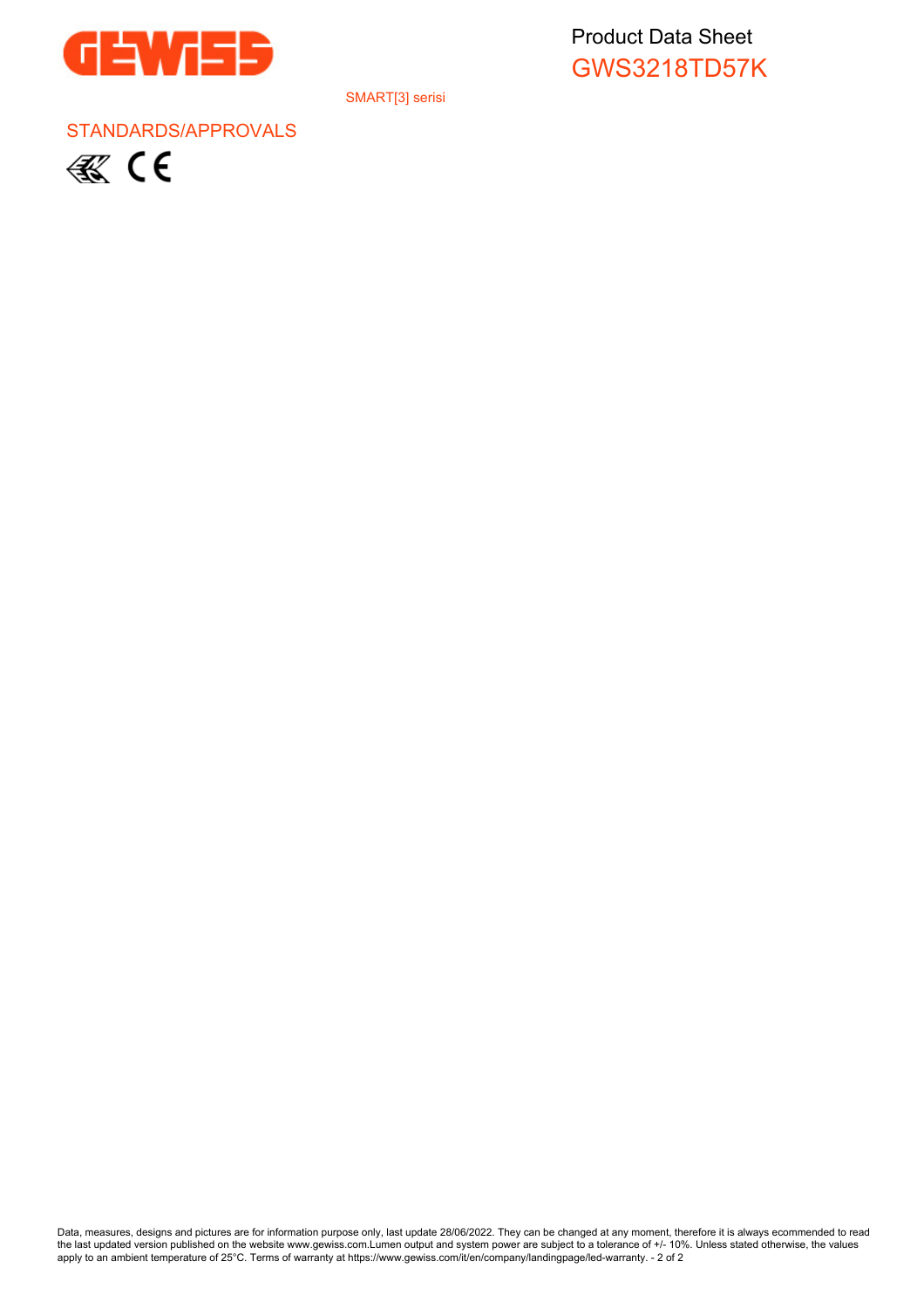# Product Data Sheet

## GWS3218TD57K

SMART[3] serisi

### STANDARDS/APPROVALS

Data, measures, designs and pictures are for information purpose only, last update 28/06/2022. They can be changed at any moment, therefore it is always ecommended to read the last updated version published on the website www.gewiss.com.Lumen output and system power are subject to a tolerance of +/- 10%. Unless stated otherwise, the values apply to an ambient temperature of 25°C. Terms of warranty at https://www.gewiss.com/it/en/company/landingpage/led-warranty.